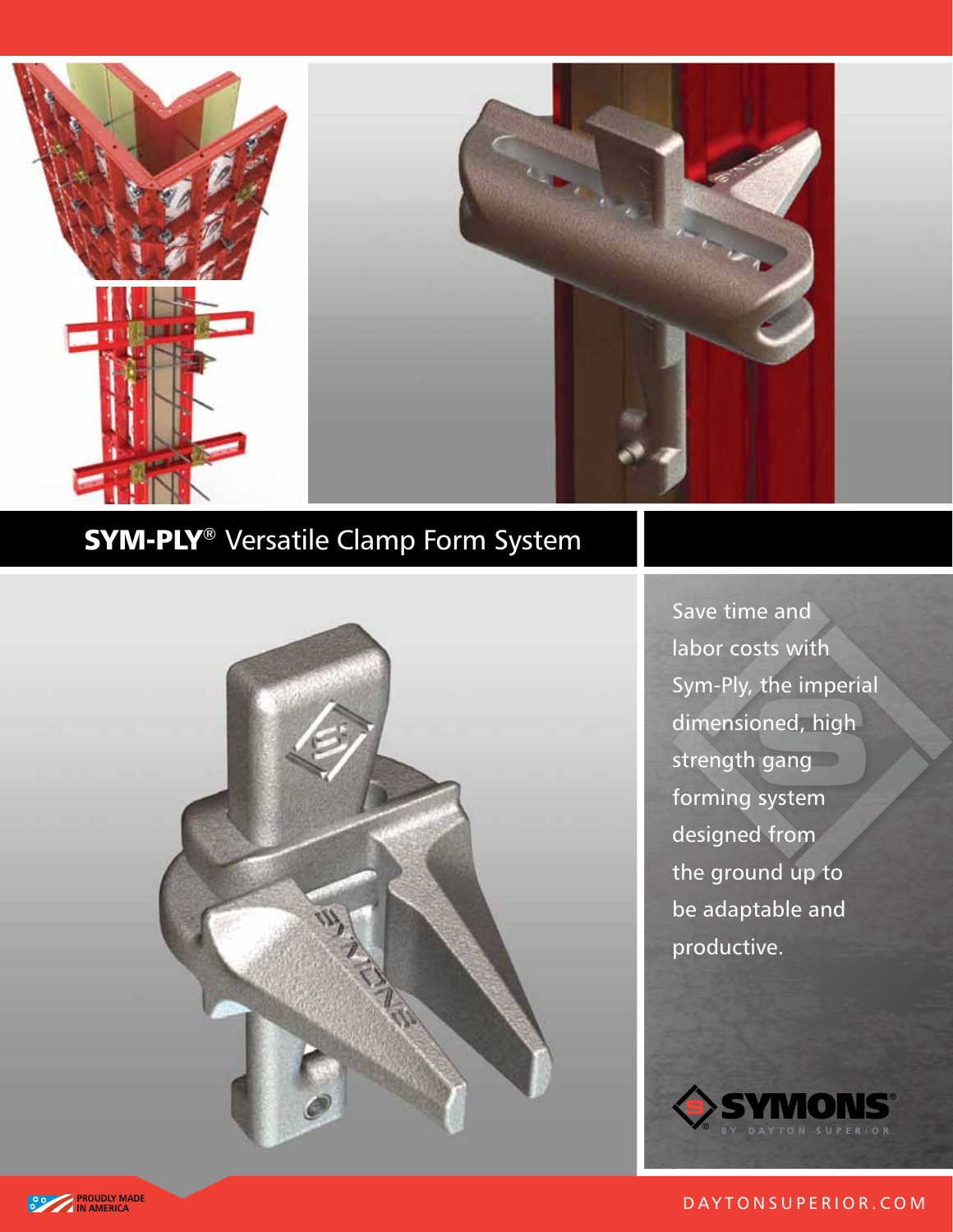# SYM-PLY® Versatile Clamp Form System

Save time and labor costs with Sym-Ply, the imperial dimensioned, high strength gang forming system designed from the ground up to be adaptable and productive.

SYMONS® BY DAYTON SUPERIOR

PROUDLY MADE IN AMERICA

DAYTONSUPERIOR.COM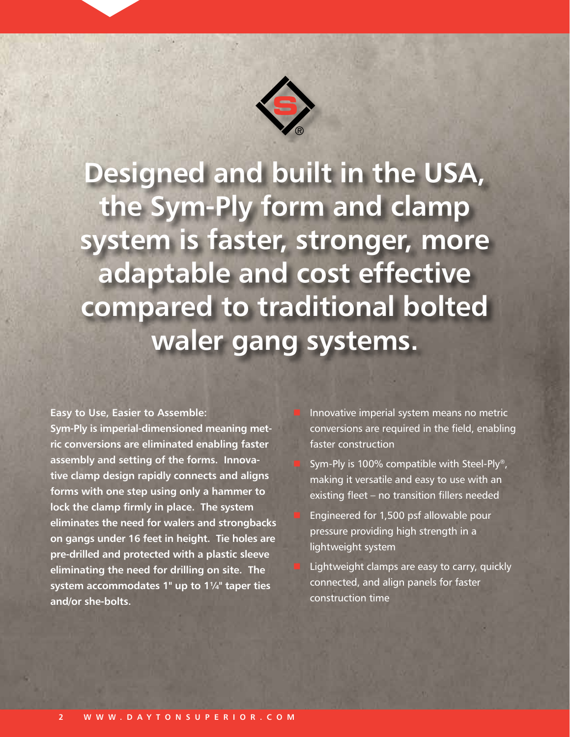# Designed and built in the USA, the Sym-Ply form and clamp system is faster, stronger, more adaptable and cost effective compared to traditional bolted waler gang systems.

**Easy to Use, Easier to Assemble:**
**Sym-Ply is imperial-dimensioned meaning metric conversions are eliminated enabling faster assembly and setting of the forms. Innovative clamp design rapidly connects and aligns forms with one step using only a hammer to lock the clamp firmly in place. The system eliminates the need for walers and strongbacks on gangs under 16 feet in height. Tie holes are pre-drilled and protected with a plastic sleeve eliminating the need for drilling on site. The system accommodates 1" up to 1¼" taper ties and/or she-bolts.**

- Innovative imperial system means no metric conversions are required in the field, enabling faster construction
- Sym-Ply is 100% compatible with Steel-Ply®, making it versatile and easy to use with an existing fleet – no transition fillers needed
- Engineered for 1,500 psf allowable pour pressure providing high strength in a lightweight system
- Lightweight clamps are easy to carry, quickly connected, and align panels for faster construction time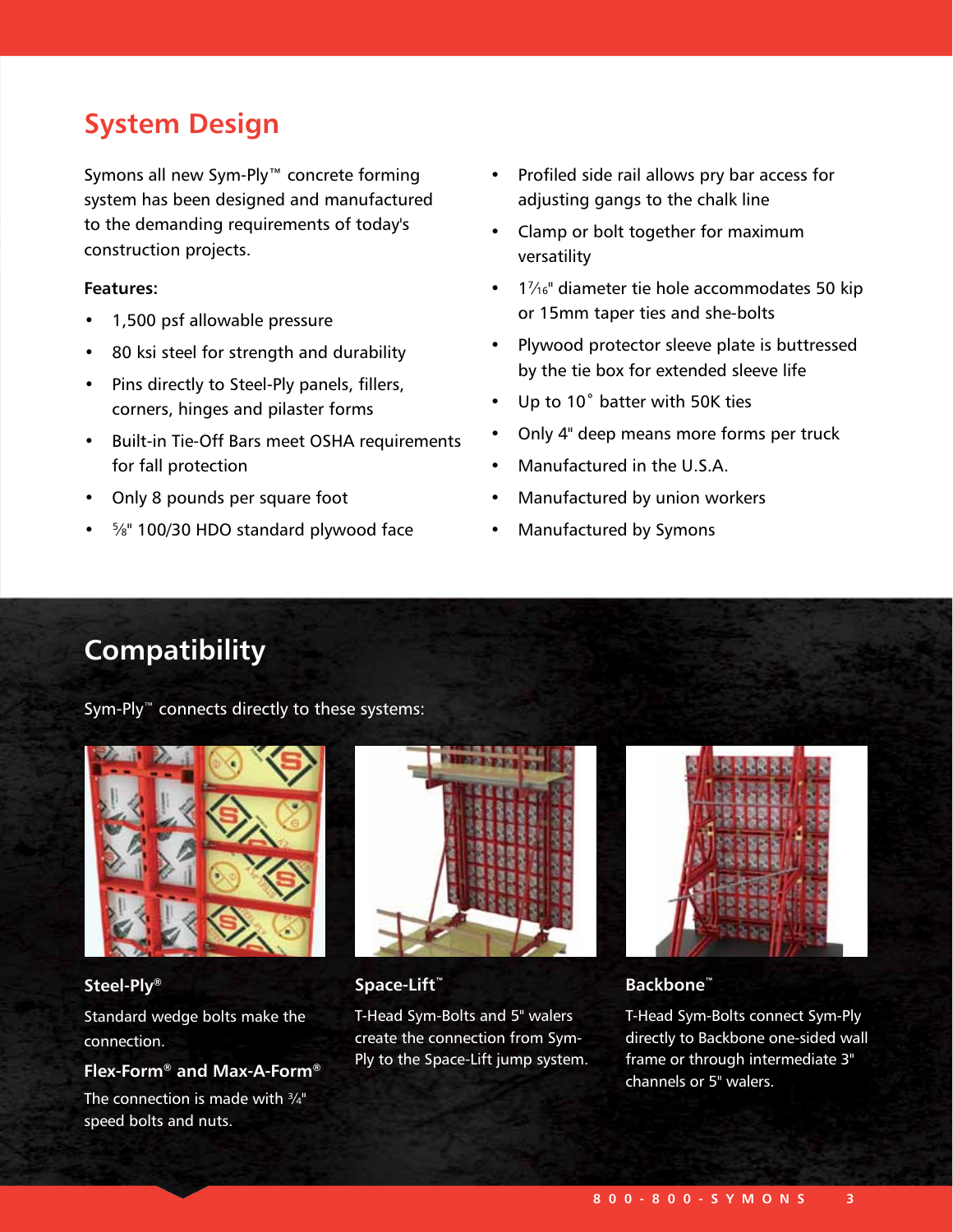## System Design

Symons all new Sym-Ply™ concrete forming system has been designed and manufactured to the demanding requirements of today's construction projects.

**Features:**

- 1,500 psf allowable pressure
- 80 ksi steel for strength and durability
- Pins directly to Steel-Ply panels, fillers, corners, hinges and pilaster forms
- Built-in Tie-Off Bars meet OSHA requirements for fall protection
- Only 8 pounds per square foot
- ⅝" 100/30 HDO standard plywood face
- Profiled side rail allows pry bar access for adjusting gangs to the chalk line
- Clamp or bolt together for maximum versatility
- 1 7⁄16" diameter tie hole accommodates 50 kip or 15mm taper ties and she-bolts
- Plywood protector sleeve plate is buttressed by the tie box for extended sleeve life
- Up to 10˚ batter with 50K ties
- Only 4" deep means more forms per truck
- Manufactured in the U.S.A.
- Manufactured by union workers
- Manufactured by Symons

## Compatibility

Sym-Ply™ connects directly to these systems:

### Steel-Ply®

Standard wedge bolts make the connection.

### Flex-Form® and Max-A-Form®

The connection is made with ¾" speed bolts and nuts.

### Space-Lift™

T-Head Sym-Bolts and 5" walers create the connection from Sym-Ply to the Space-Lift jump system.

### Backbone™

T-Head Sym-Bolts connect Sym-Ply directly to Backbone one-sided wall frame or through intermediate 3" channels or 5" walers.

800-800-SYMONS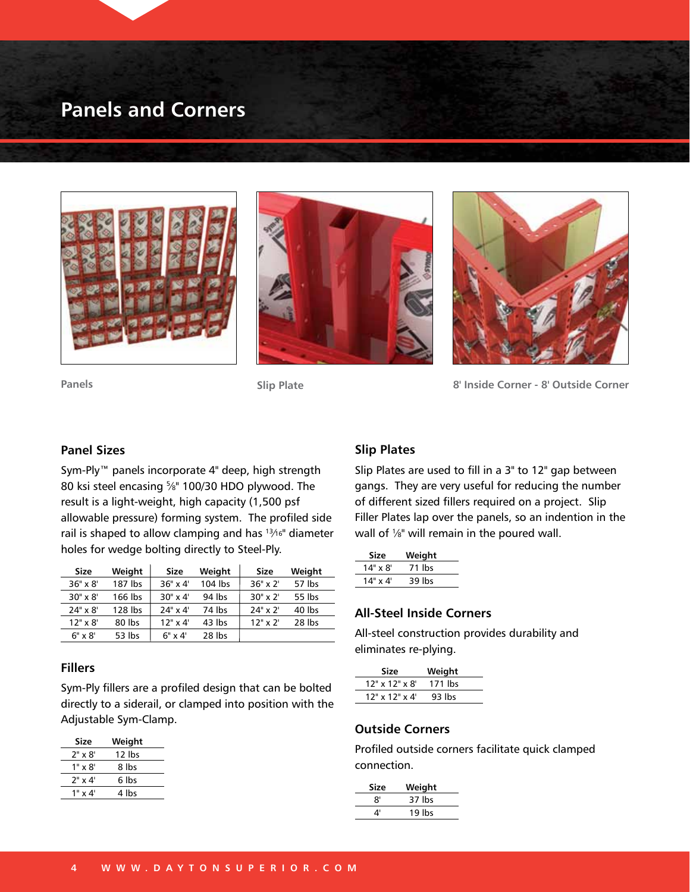# Panels and Corners

Panels

Slip Plate

8' Inside Corner - 8' Outside Corner

## Panel Sizes

Sym-Ply™ panels incorporate 4" deep, high strength 80 ksi steel encasing ⅝" 100/30 HDO plywood. The result is a light-weight, high capacity (1,500 psf allowable pressure) forming system. The profiled side rail is shaped to allow clamping and has 13⁄16" diameter holes for wedge bolting directly to Steel-Ply.

| Size | Weight | Size | Weight | Size | Weight |
|---|---|---|---|---|---|
| 36" x 8' | 187 lbs | 36" x 4' | 104 lbs | 36" x 2' | 57 lbs |
| 30" x 8' | 166 lbs | 30" x 4' | 94 lbs | 30" x 2' | 55 lbs |
| 24" x 8' | 128 lbs | 24" x 4' | 74 lbs | 24" x 2' | 40 lbs |
| 12" x 8' | 80 lbs | 12" x 4' | 43 lbs | 12" x 2' | 28 lbs |
| 6" x 8' | 53 lbs | 6" x 4' | 28 lbs | | |

## Fillers

Sym-Ply fillers are a profiled design that can be bolted directly to a siderail, or clamped into position with the Adjustable Sym-Clamp.

| Size | Weight |
|---|---|
| 2" x 8' | 12 lbs |
| 1" x 8' | 8 lbs |
| 2" x 4' | 6 lbs |
| 1" x 4' | 4 lbs |

## Slip Plates

Slip Plates are used to fill in a 3" to 12" gap between gangs. They are very useful for reducing the number of different sized fillers required on a project. Slip Filler Plates lap over the panels, so an indention in the wall of ⅛" will remain in the poured wall.

| Size | Weight |
|---|---|
| 14" x 8' | 71 lbs |
| 14" x 4' | 39 lbs |

## All-Steel Inside Corners

All-steel construction provides durability and eliminates re-plying.

| Size | Weight |
|---|---|
| 12" x 12" x 8' | 171 lbs |
| 12" x 12" x 4' | 93 lbs |

## Outside Corners

Profiled outside corners facilitate quick clamped connection.

| Size | Weight |
|---|---|
| 8' | 37 lbs |
| 4' | 19 lbs |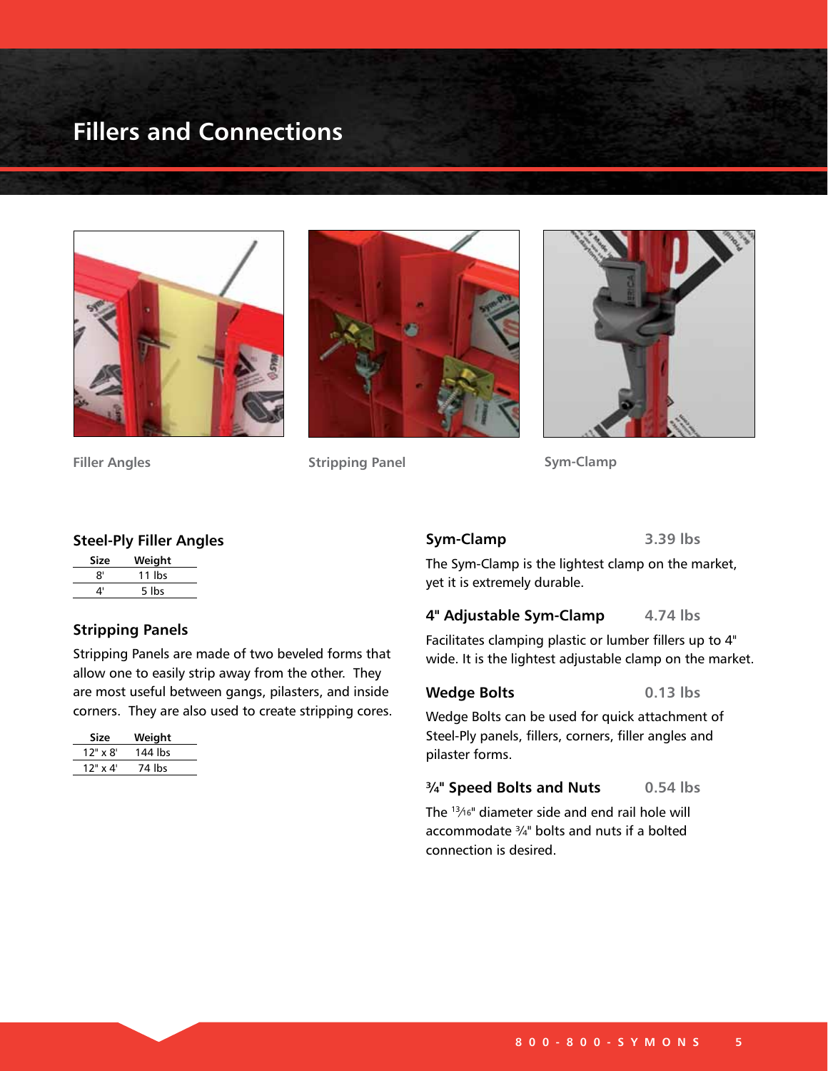# Fillers and Connections

Filler Angles

Stripping Panel

Sym-Clamp

## Steel-Ply Filler Angles

| Size | Weight |
|---|---|
| 8' | 11 lbs |
| 4' | 5 lbs |

## Stripping Panels

Stripping Panels are made of two beveled forms that allow one to easily strip away from the other. They are most useful between gangs, pilasters, and inside corners. They are also used to create stripping cores.

| Size | Weight |
|---|---|
| 12" x 8' | 144 lbs |
| 12" x 4' | 74 lbs |

## Sym-Clamp — 3.39 lbs

The Sym-Clamp is the lightest clamp on the market, yet it is extremely durable.

## 4" Adjustable Sym-Clamp — 4.74 lbs

Facilitates clamping plastic or lumber fillers up to 4" wide. It is the lightest adjustable clamp on the market.

## Wedge Bolts — 0.13 lbs

Wedge Bolts can be used for quick attachment of Steel-Ply panels, fillers, corners, filler angles and pilaster forms.

## ¾" Speed Bolts and Nuts — 0.54 lbs

The 13⁄16" diameter side and end rail hole will accommodate ¾" bolts and nuts if a bolted connection is desired.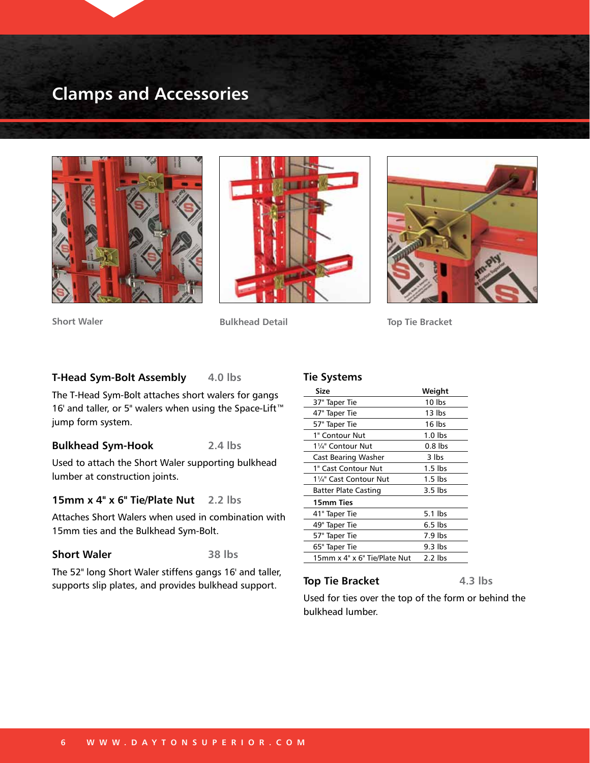# Clamps and Accessories

Short Waler

Bulkhead Detail

Top Tie Bracket

### T-Head Sym-Bolt Assembly — 4.0 lbs

The T-Head Sym-Bolt attaches short walers for gangs 16' and taller, or 5" walers when using the Space-Lift™ jump form system.

### Bulkhead Sym-Hook — 2.4 lbs

Used to attach the Short Waler supporting bulkhead lumber at construction joints.

### 15mm x 4" x 6" Tie/Plate Nut — 2.2 lbs

Attaches Short Walers when used in combination with 15mm ties and the Bulkhead Sym-Bolt.

### Short Waler — 38 lbs

The 52" long Short Waler stiffens gangs 16' and taller, supports slip plates, and provides bulkhead support.

### Tie Systems

| Size | Weight |
|---|---|
| 37" Taper Tie | 10 lbs |
| 47" Taper Tie | 13 lbs |
| 57" Taper Tie | 16 lbs |
| 1" Contour Nut | 1.0 lbs |
| 1¼" Contour Nut | 0.8 lbs |
| Cast Bearing Washer | 3 lbs |
| 1" Cast Contour Nut | 1.5 lbs |
| 1¼" Cast Contour Nut | 1.5 lbs |
| Batter Plate Casting | 3.5 lbs |
| **15mm Ties** | |
| 41" Taper Tie | 5.1 lbs |
| 49" Taper Tie | 6.5 lbs |
| 57" Taper Tie | 7.9 lbs |
| 65" Taper Tie | 9.3 lbs |
| 15mm x 4" x 6" Tie/Plate Nut | 2.2 lbs |

### Top Tie Bracket — 4.3 lbs

Used for ties over the top of the form or behind the bulkhead lumber.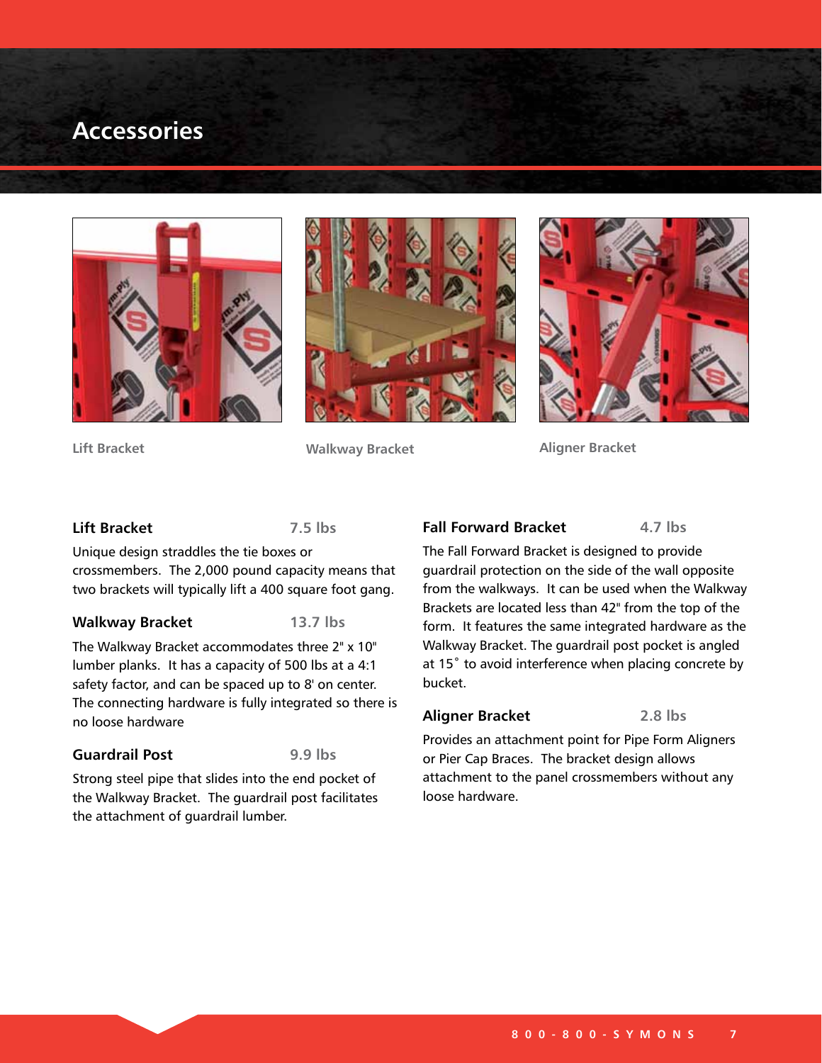# Accessories

Lift Bracket

Walkway Bracket

Aligner Bracket

### Lift Bracket 7.5 lbs

Unique design straddles the tie boxes or crossmembers. The 2,000 pound capacity means that two brackets will typically lift a 400 square foot gang.

### Walkway Bracket 13.7 lbs

The Walkway Bracket accommodates three 2" x 10" lumber planks. It has a capacity of 500 lbs at a 4:1 safety factor, and can be spaced up to 8' on center. The connecting hardware is fully integrated so there is no loose hardware

### Guardrail Post 9.9 lbs

Strong steel pipe that slides into the end pocket of the Walkway Bracket. The guardrail post facilitates the attachment of guardrail lumber.

### Fall Forward Bracket 4.7 lbs

The Fall Forward Bracket is designed to provide guardrail protection on the side of the wall opposite from the walkways. It can be used when the Walkway Brackets are located less than 42" from the top of the form. It features the same integrated hardware as the Walkway Bracket. The guardrail post pocket is angled at 15˚ to avoid interference when placing concrete by bucket.

### Aligner Bracket 2.8 lbs

Provides an attachment point for Pipe Form Aligners or Pier Cap Braces. The bracket design allows attachment to the panel crossmembers without any loose hardware.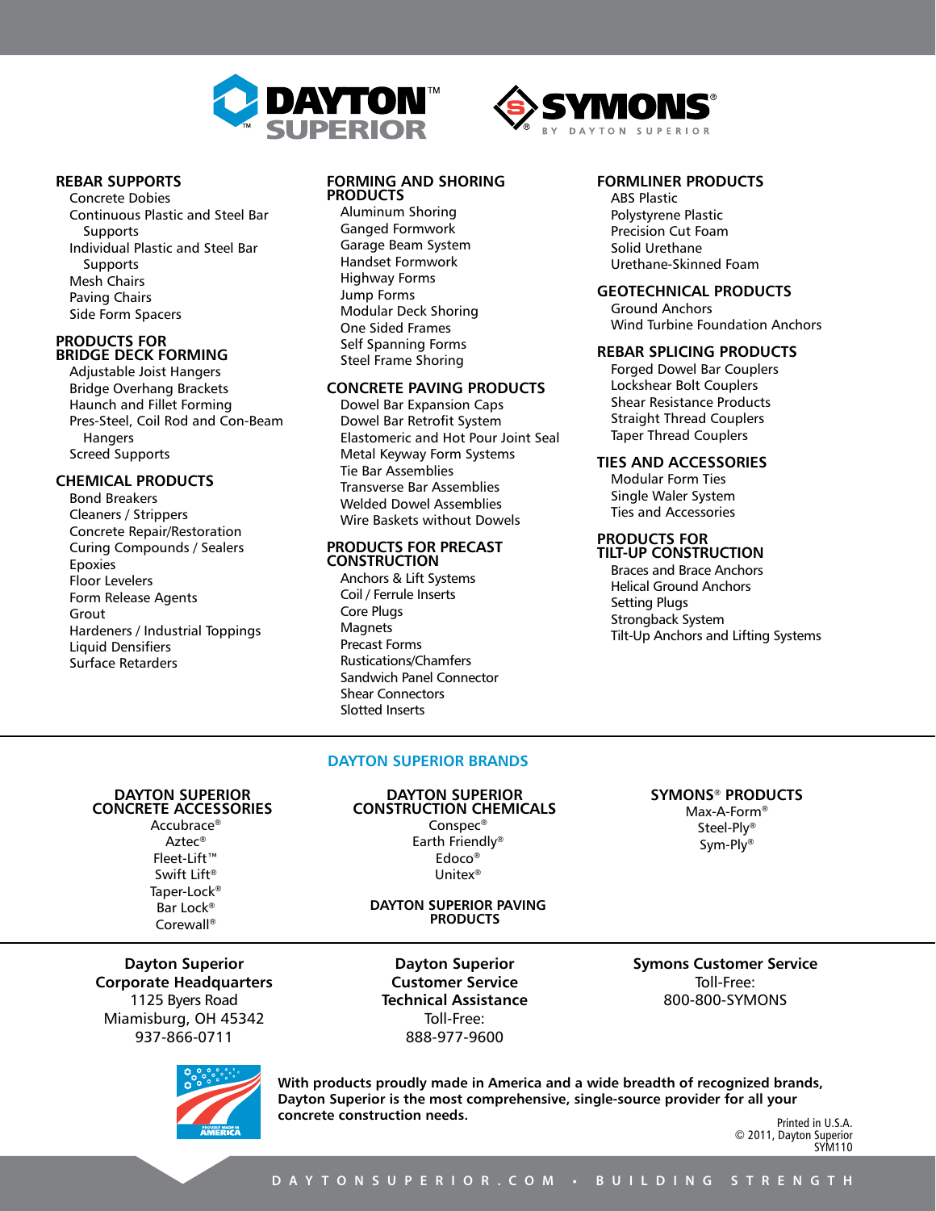## REBAR SUPPORTS

- Concrete Dobies
- Continuous Plastic and Steel Bar Supports
- Individual Plastic and Steel Bar Supports
- Mesh Chairs
- Paving Chairs
- Side Form Spacers

## PRODUCTS FOR BRIDGE DECK FORMING

- Adjustable Joist Hangers
- Bridge Overhang Brackets
- Haunch and Fillet Forming
- Pres-Steel, Coil Rod and Con-Beam Hangers
- Screed Supports

## CHEMICAL PRODUCTS

- Bond Breakers
- Cleaners / Strippers
- Concrete Repair/Restoration
- Curing Compounds / Sealers
- Epoxies
- Floor Levelers
- Form Release Agents
- Grout
- Hardeners / Industrial Toppings
- Liquid Densifiers
- Surface Retarders

## FORMING AND SHORING PRODUCTS

- Aluminum Shoring
- Ganged Formwork
- Garage Beam System
- Handset Formwork
- Highway Forms
- Jump Forms
- Modular Deck Shoring
- One Sided Frames
- Self Spanning Forms
- Steel Frame Shoring

## CONCRETE PAVING PRODUCTS

- Dowel Bar Expansion Caps
- Dowel Bar Retrofit System
- Elastomeric and Hot Pour Joint Seal
- Metal Keyway Form Systems
- Tie Bar Assemblies
- Transverse Bar Assemblies
- Welded Dowel Assemblies
- Wire Baskets without Dowels

## PRODUCTS FOR PRECAST CONSTRUCTION

- Anchors & Lift Systems
- Coil / Ferrule Inserts
- Core Plugs
- Magnets
- Precast Forms
- Rustications/Chamfers
- Sandwich Panel Connector
- Shear Connectors
- Slotted Inserts

## FORMLINER PRODUCTS

- ABS Plastic
- Polystyrene Plastic
- Precision Cut Foam
- Solid Urethane
- Urethane-Skinned Foam

## GEOTECHNICAL PRODUCTS

- Ground Anchors
- Wind Turbine Foundation Anchors

## REBAR SPLICING PRODUCTS

- Forged Dowel Bar Couplers
- Lockshear Bolt Couplers
- Shear Resistance Products
- Straight Thread Couplers
- Taper Thread Couplers

## TIES AND ACCESSORIES

- Modular Form Ties
- Single Waler System
- Ties and Accessories

## PRODUCTS FOR TILT-UP CONSTRUCTION

- Braces and Brace Anchors
- Helical Ground Anchors
- Setting Plugs
- Strongback System
- Tilt-Up Anchors and Lifting Systems

---

## DAYTON SUPERIOR BRANDS

### DAYTON SUPERIOR CONCRETE ACCESSORIES

Accubrace®
Aztec®
Fleet-Lift™
Swift Lift®
Taper-Lock®
Bar Lock®
Corewall®

### DAYTON SUPERIOR CONSTRUCTION CHEMICALS

Conspec®
Earth Friendly®
Edoco®
Unitex®

### DAYTON SUPERIOR PAVING PRODUCTS

### SYMONS® PRODUCTS

Max-A-Form®
Steel-Ply®
Sym-Ply®

---

**Dayton Superior Corporate Headquarters**
1125 Byers Road
Miamisburg, OH 45342
937-866-0711

**Dayton Superior Customer Service Technical Assistance**
Toll-Free:
888-977-9600

**Symons Customer Service**
Toll-Free:
800-800-SYMONS

PROUDLY MADE IN AMERICA

**With products proudly made in America and a wide breadth of recognized brands, Dayton Superior is the most comprehensive, single-source provider for all your concrete construction needs.**

Printed in U.S.A.
© 2011, Dayton Superior
SYM110

DAYTONSUPERIOR.COM • BUILDING STRENGTH